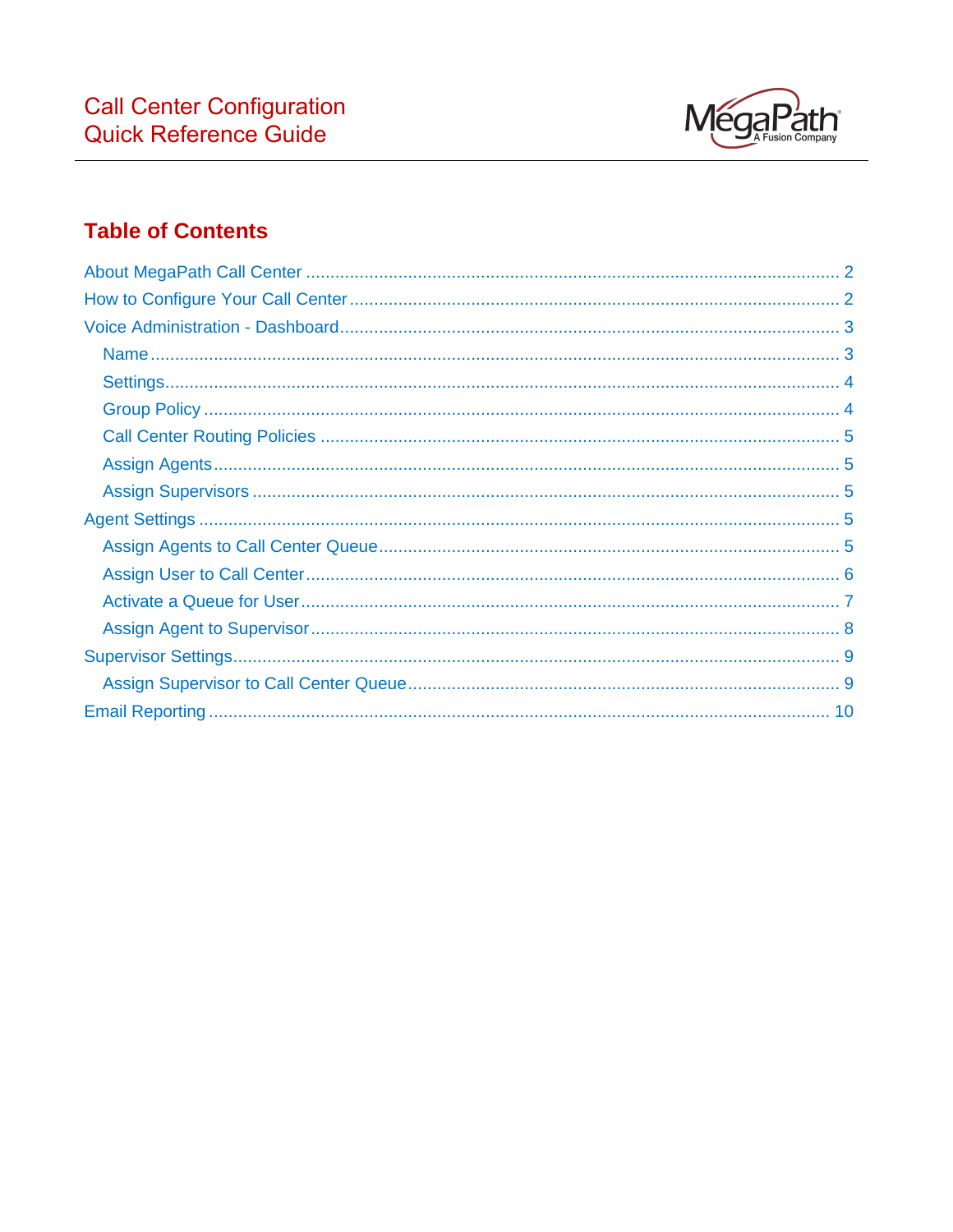# Call Center Configuration
# Quick Reference Guide

MegaPath A Fusion Company

## Table of Contents

- About MegaPath Call Center ........ 2
- How to Configure Your Call Center ........ 2
- Voice Administration - Dashboard ........ 3
  - Name ........ 3
  - Settings ........ 4
  - Group Policy ........ 4
  - Call Center Routing Policies ........ 5
  - Assign Agents ........ 5
  - Assign Supervisors ........ 5
- Agent Settings ........ 5
  - Assign Agents to Call Center Queue ........ 5
  - Assign User to Call Center ........ 6
  - Activate a Queue for User ........ 7
  - Assign Agent to Supervisor ........ 8
- Supervisor Settings ........ 9
  - Assign Supervisor to Call Center Queue ........ 9
- Email Reporting ........ 10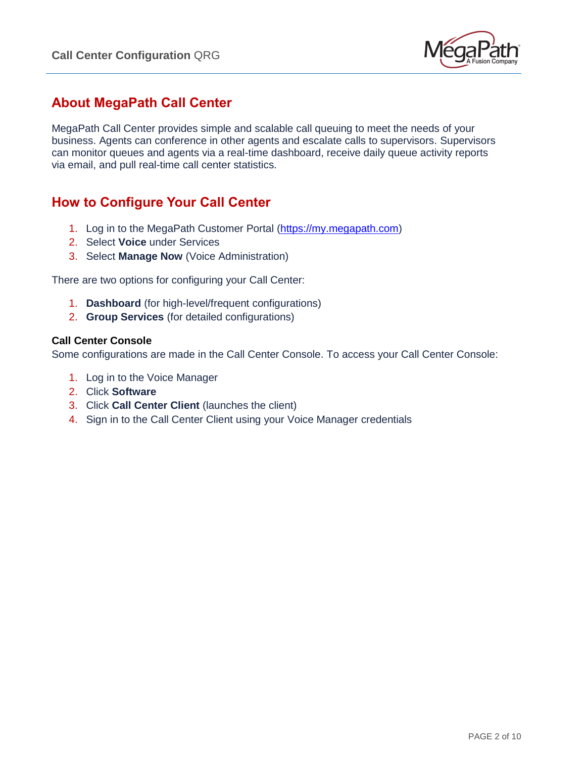## About MegaPath Call Center

MegaPath Call Center provides simple and scalable call queuing to meet the needs of your business. Agents can conference in other agents and escalate calls to supervisors. Supervisors can monitor queues and agents via a real-time dashboard, receive daily queue activity reports via email, and pull real-time call center statistics.

## How to Configure Your Call Center

1. Log in to the MegaPath Customer Portal (https://my.megapath.com)
2. Select **Voice** under Services
3. Select **Manage Now** (Voice Administration)

There are two options for configuring your Call Center:

1. **Dashboard** (for high-level/frequent configurations)
2. **Group Services** (for detailed configurations)

**Call Center Console**

Some configurations are made in the Call Center Console. To access your Call Center Console:

1. Log in to the Voice Manager
2. Click **Software**
3. Click **Call Center Client** (launches the client)
4. Sign in to the Call Center Client using your Voice Manager credentials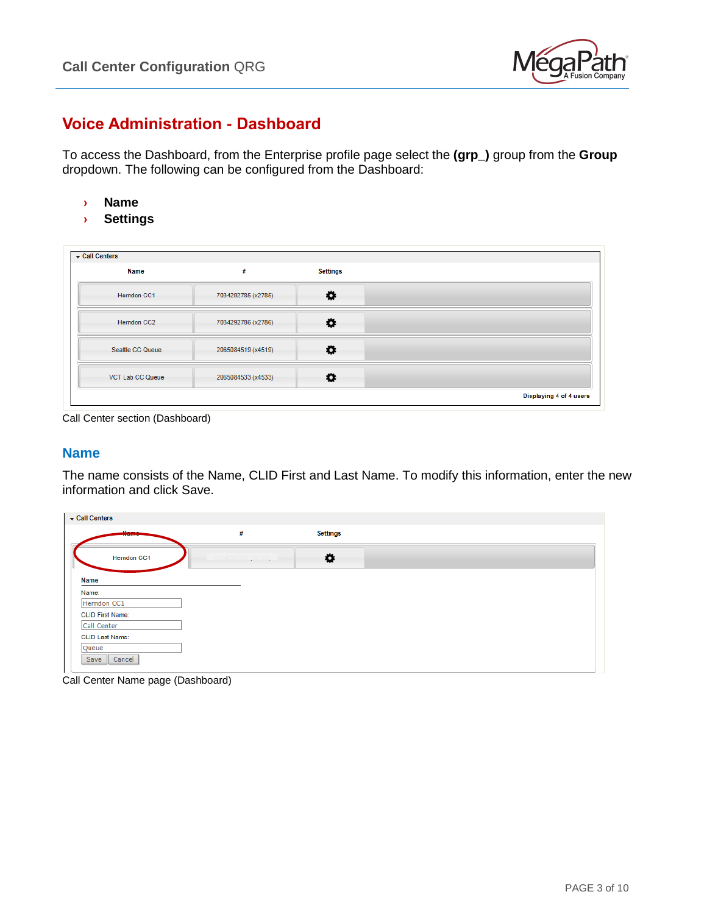## Voice Administration - Dashboard

To access the Dashboard, from the Enterprise profile page select the **(grp_)** group from the **Group** dropdown. The following can be configured from the Dashboard:

- **Name**
- **Settings**

| Name | # | Settings |
|---|---|---|
| Herndon CC1 | 7034292785 (x2785) | ⚙ |
| Herndon CC2 | 7034292786 (x2786) | ⚙ |
| Seattle CC Queue | 2065084519 (x4519) | ⚙ |
| VCT Lab CC Queue | 2065084533 (x4533) | ⚙ |

Displaying 4 of 4 users

Call Center section (Dashboard)

### Name

The name consists of the Name, CLID First and Last Name. To modify this information, enter the new information and click Save.

Call Centers

Name: Herndon CC1
CLID First Name: Call Center
CLID Last Name: Queue

Save | Cancel

Call Center Name page (Dashboard)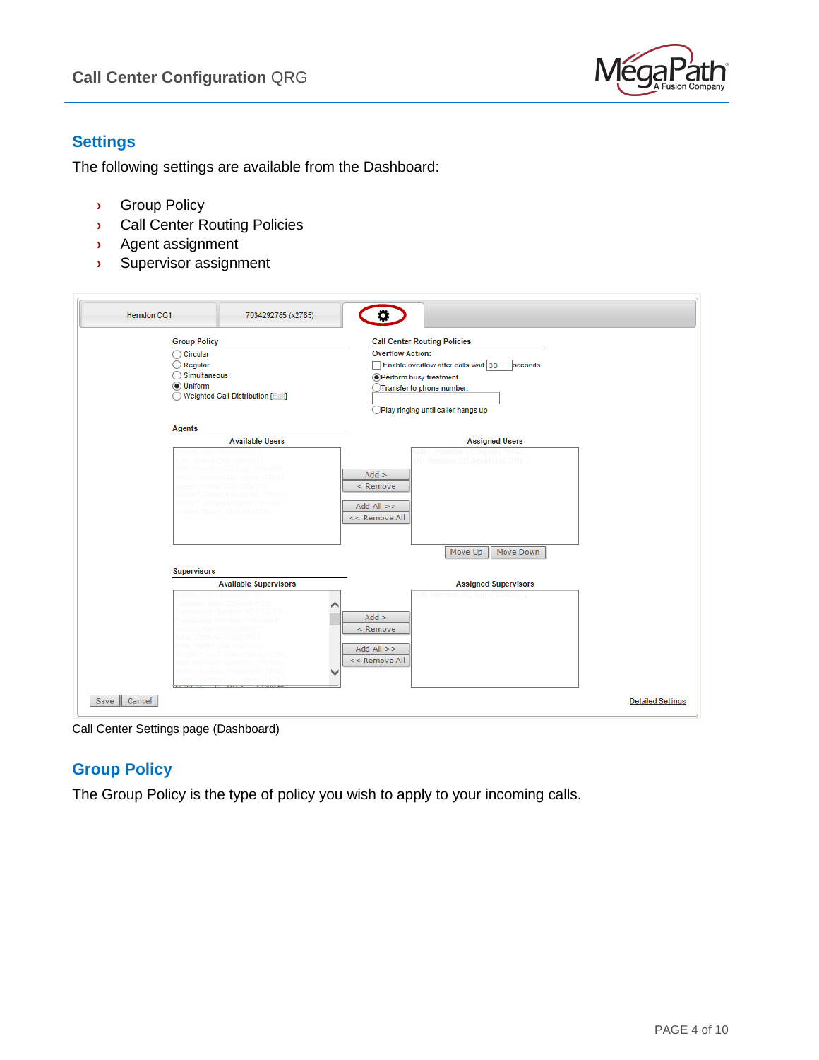## Settings

The following settings are available from the Dashboard:

- Group Policy
- Call Center Routing Policies
- Agent assignment
- Supervisor assignment

Call Center Settings page (Dashboard)

## Group Policy

The Group Policy is the type of policy you wish to apply to your incoming calls.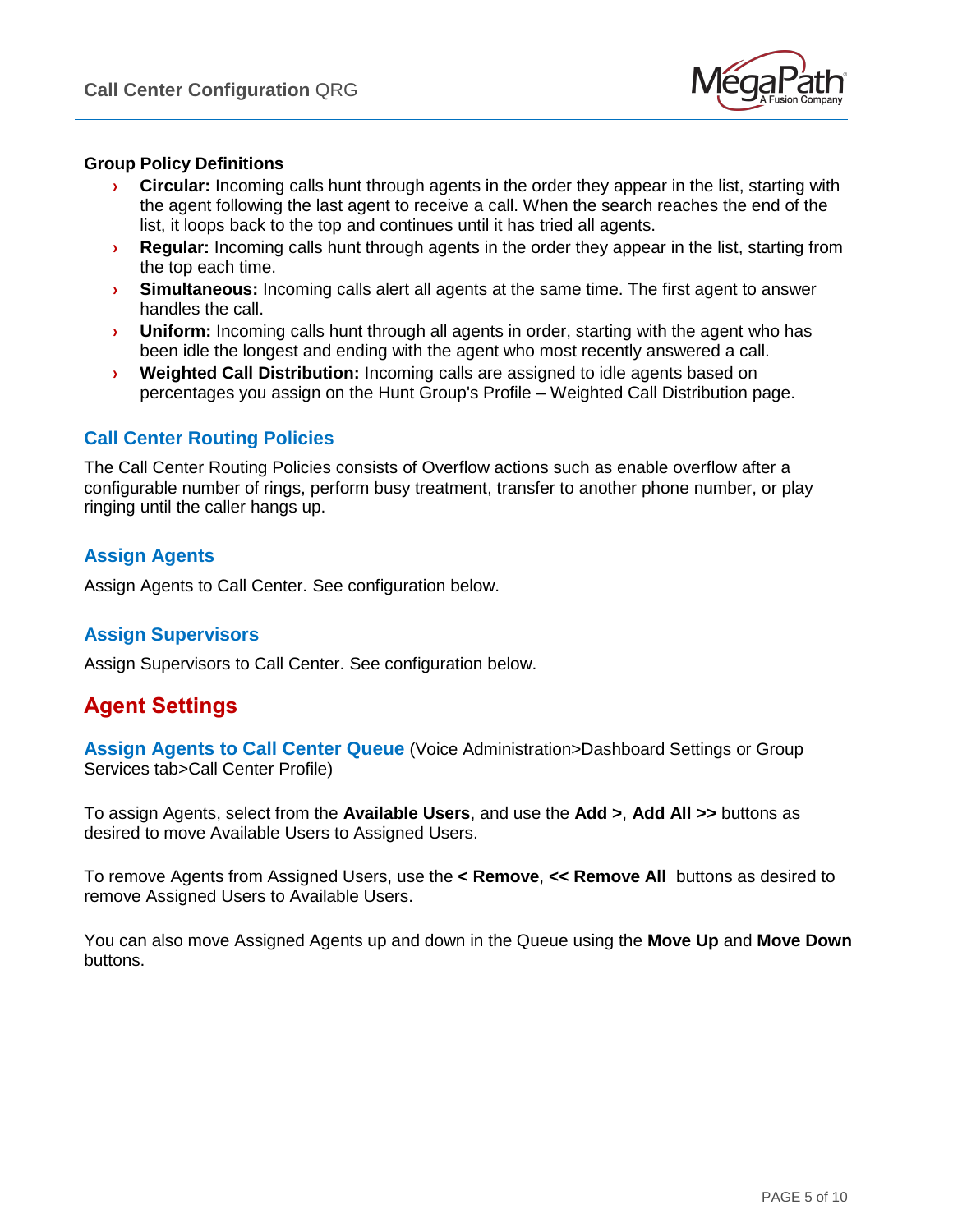**Group Policy Definitions**

- **Circular:** Incoming calls hunt through agents in the order they appear in the list, starting with the agent following the last agent to receive a call. When the search reaches the end of the list, it loops back to the top and continues until it has tried all agents.
- **Regular:** Incoming calls hunt through agents in the order they appear in the list, starting from the top each time.
- **Simultaneous:** Incoming calls alert all agents at the same time. The first agent to answer handles the call.
- **Uniform:** Incoming calls hunt through all agents in order, starting with the agent who has been idle the longest and ending with the agent who most recently answered a call.
- **Weighted Call Distribution:** Incoming calls are assigned to idle agents based on percentages you assign on the Hunt Group's Profile – Weighted Call Distribution page.

### Call Center Routing Policies

The Call Center Routing Policies consists of Overflow actions such as enable overflow after a configurable number of rings, perform busy treatment, transfer to another phone number, or play ringing until the caller hangs up.

### Assign Agents

Assign Agents to Call Center. See configuration below.

### Assign Supervisors

Assign Supervisors to Call Center. See configuration below.

## Agent Settings

### Assign Agents to Call Center Queue (Voice Administration>Dashboard Settings or Group Services tab>Call Center Profile)

To assign Agents, select from the **Available Users**, and use the **Add >**, **Add All >>** buttons as desired to move Available Users to Assigned Users.

To remove Agents from Assigned Users, use the **< Remove**, **<< Remove All** buttons as desired to remove Assigned Users to Available Users.

You can also move Assigned Agents up and down in the Queue using the **Move Up** and **Move Down** buttons.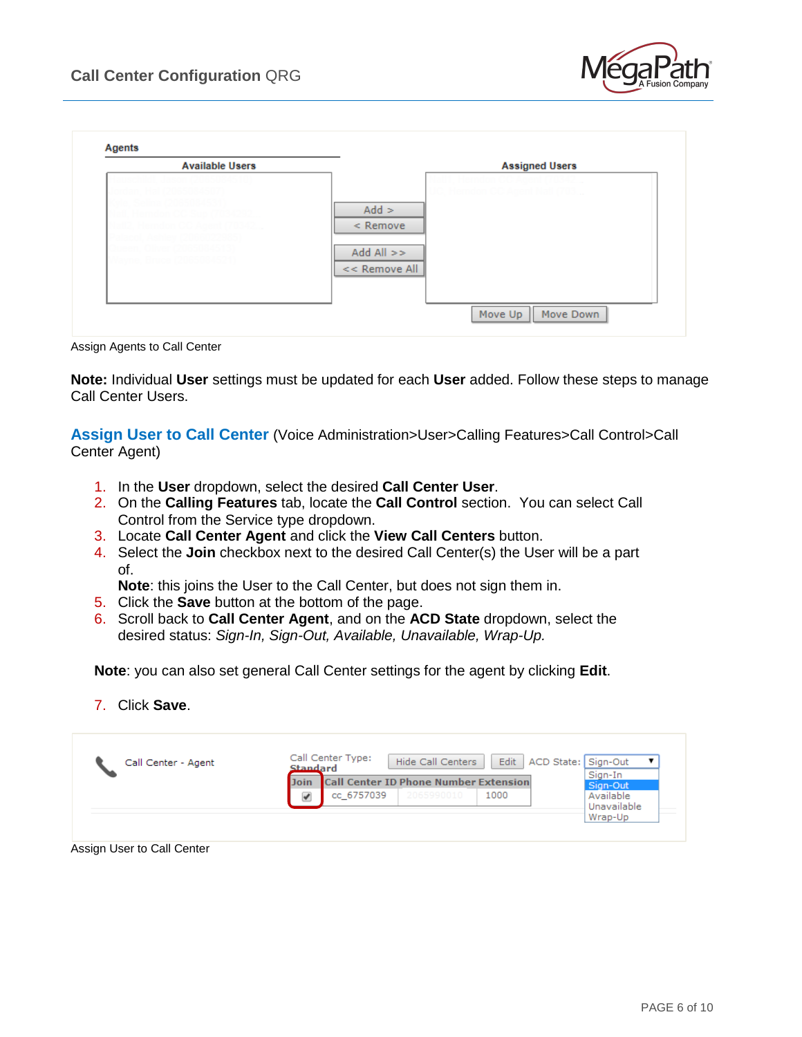Assign Agents to Call Center

**Note:** Individual **User** settings must be updated for each **User** added. Follow these steps to manage Call Center Users.

## Assign User to Call Center (Voice Administration>User>Calling Features>Call Control>Call Center Agent)

1. In the **User** dropdown, select the desired **Call Center User**.
2. On the **Calling Features** tab, locate the **Call Control** section. You can select Call Control from the Service type dropdown.
3. Locate **Call Center Agent** and click the **View Call Centers** button.
4. Select the **Join** checkbox next to the desired Call Center(s) the User will be a part of.
   **Note**: this joins the User to the Call Center, but does not sign them in.
5. Click the **Save** button at the bottom of the page.
6. Scroll back to **Call Center Agent**, and on the **ACD State** dropdown, select the desired status: *Sign-In, Sign-Out, Available, Unavailable, Wrap-Up.*

**Note**: you can also set general Call Center settings for the agent by clicking **Edit**.

7. Click **Save**.

Assign User to Call Center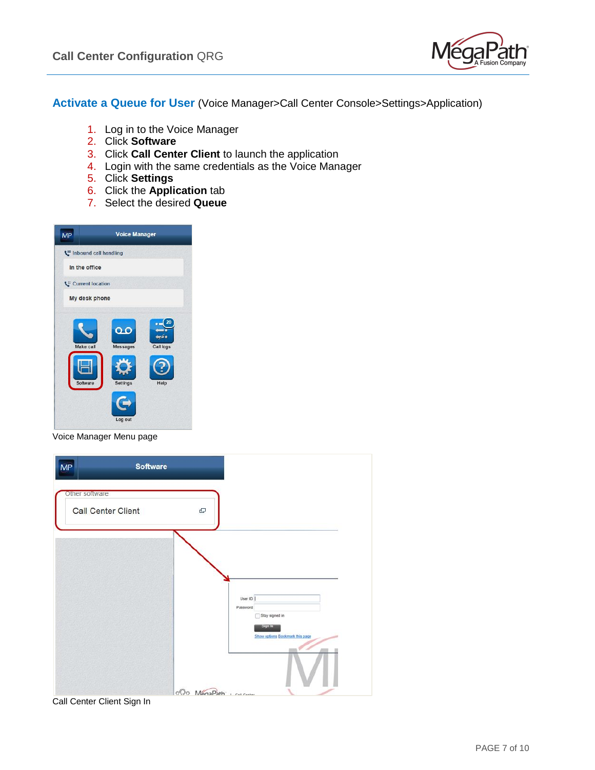## Activate a Queue for User (Voice Manager>Call Center Console>Settings>Application)

1. Log in to the Voice Manager
2. Click **Software**
3. Click **Call Center Client** to launch the application
4. Login with the same credentials as the Voice Manager
5. Click **Settings**
6. Click the **Application** tab
7. Select the desired **Queue**

Voice Manager Menu page

Call Center Client Sign In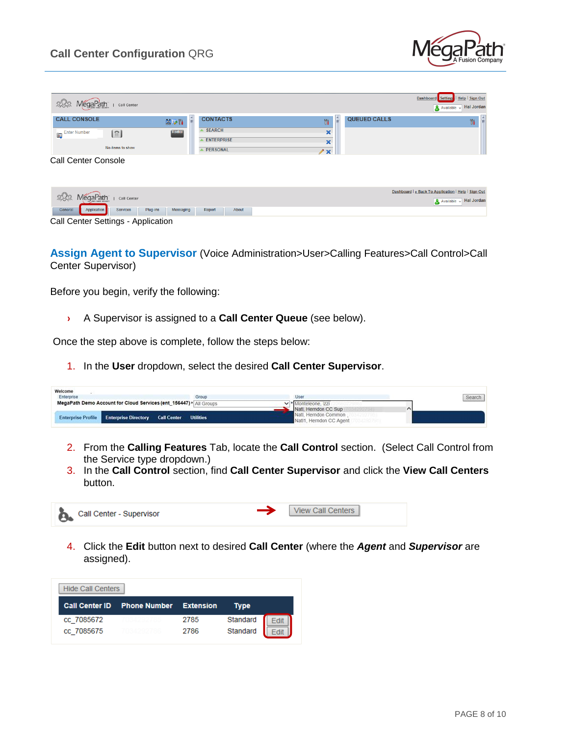Call Center Console

Call Center Settings - Application

**Assign Agent to Supervisor** (Voice Administration>User>Calling Features>Call Control>Call Center Supervisor)

Before you begin, verify the following:

- A Supervisor is assigned to a **Call Center Queue** (see below).

Once the step above is complete, follow the steps below:

1. In the **User** dropdown, select the desired **Call Center Supervisor**.
2. From the **Calling Features** Tab, locate the **Call Control** section. (Select Call Control from the Service type dropdown.)
3. In the **Call Control** section, find **Call Center Supervisor** and click the **View Call Centers** button.
4. Click the **Edit** button next to desired **Call Center** (where the ***Agent*** and ***Supervisor*** are assigned).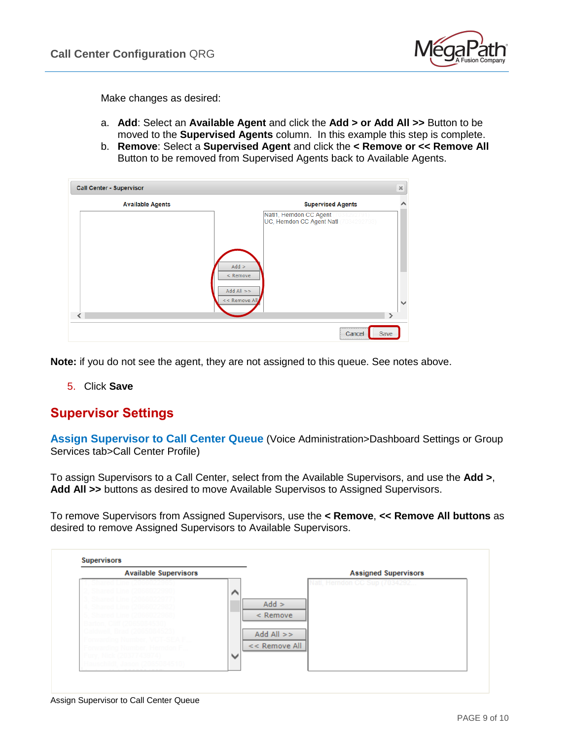Make changes as desired:

a. **Add**: Select an **Available Agent** and click the **Add > or Add All >>** Button to be moved to the **Supervised Agents** column. In this example this step is complete.
b. **Remove**: Select a **Supervised Agent** and click the **< Remove or << Remove All** Button to be removed from Supervised Agents back to Available Agents.

**Note:** if you do not see the agent, they are not assigned to this queue. See notes above.

5. Click **Save**

## Supervisor Settings

### Assign Supervisor to Call Center Queue

(Voice Administration>Dashboard Settings or Group Services tab>Call Center Profile)

To assign Supervisors to a Call Center, select from the Available Supervisors, and use the **Add >**, **Add All >>** buttons as desired to move Available Supervisos to Assigned Supervisors.

To remove Supervisors from Assigned Supervisors, use the **< Remove**, **<< Remove All buttons** as desired to remove Assigned Supervisors to Available Supervisors.

Assign Supervisor to Call Center Queue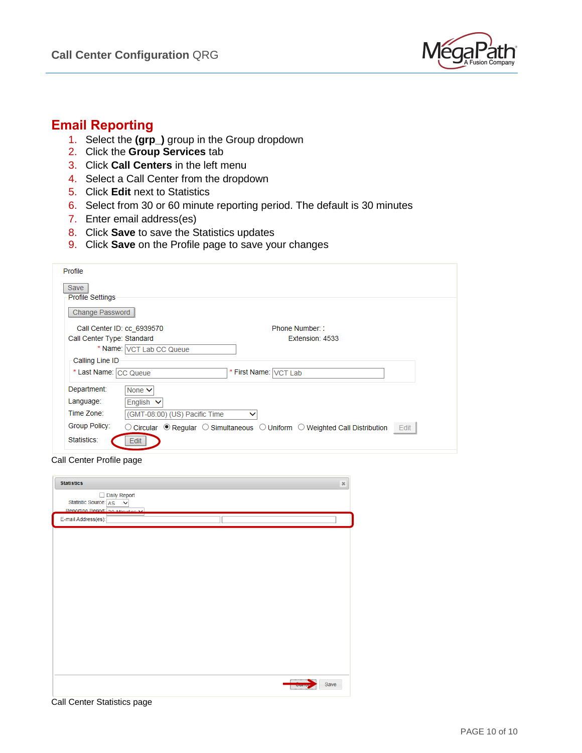## Email Reporting

1. Select the **(grp_)** group in the Group dropdown
2. Click the **Group Services** tab
3. Click **Call Centers** in the left menu
4. Select a Call Center from the dropdown
5. Click **Edit** next to Statistics
6. Select from 30 or 60 minute reporting period. The default is 30 minutes
7. Enter email address(es)
8. Click **Save** to save the Statistics updates
9. Click **Save** on the Profile page to save your changes

Call Center Profile page

Call Center Statistics page